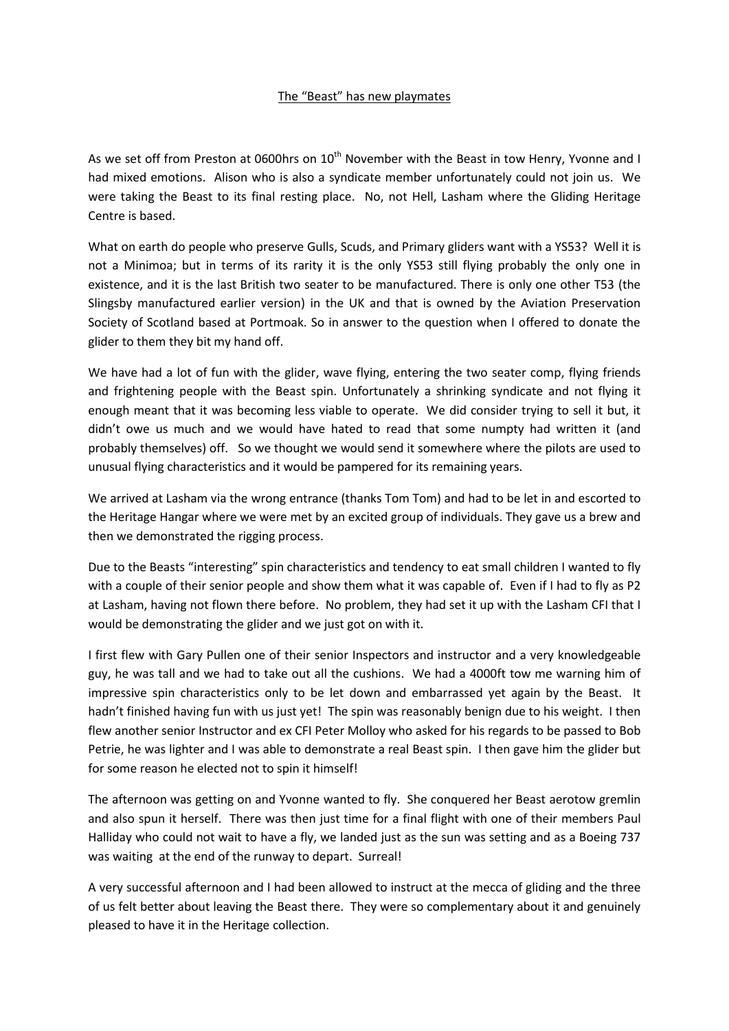The "Beast" has new playmates

As we set off from Preston at 0600hrs on 10th November with the Beast in tow Henry, Yvonne and I had mixed emotions. Alison who is also a syndicate member unfortunately could not join us. We were taking the Beast to its final resting place. No, not Hell, Lasham where the Gliding Heritage Centre is based.

What on earth do people who preserve Gulls, Scuds, and Primary gliders want with a YS53? Well it is not a Minimoa; but in terms of its rarity it is the only YS53 still flying probably the only one in existence, and it is the last British two seater to be manufactured. There is only one other T53 (the Slingsby manufactured earlier version) in the UK and that is owned by the Aviation Preservation Society of Scotland based at Portmoak. So in answer to the question when I offered to donate the glider to them they bit my hand off.

We have had a lot of fun with the glider, wave flying, entering the two seater comp, flying friends and frightening people with the Beast spin. Unfortunately a shrinking syndicate and not flying it enough meant that it was becoming less viable to operate. We did consider trying to sell it but, it didn't owe us much and we would have hated to read that some numpty had written it (and probably themselves) off. So we thought we would send it somewhere where the pilots are used to unusual flying characteristics and it would be pampered for its remaining years.

We arrived at Lasham via the wrong entrance (thanks Tom Tom) and had to be let in and escorted to the Heritage Hangar where we were met by an excited group of individuals. They gave us a brew and then we demonstrated the rigging process.

Due to the Beasts "interesting" spin characteristics and tendency to eat small children I wanted to fly with a couple of their senior people and show them what it was capable of. Even if I had to fly as P2 at Lasham, having not flown there before. No problem, they had set it up with the Lasham CFI that I would be demonstrating the glider and we just got on with it.

I first flew with Gary Pullen one of their senior Inspectors and instructor and a very knowledgeable guy, he was tall and we had to take out all the cushions. We had a 4000ft tow me warning him of impressive spin characteristics only to be let down and embarrassed yet again by the Beast. It hadn't finished having fun with us just yet! The spin was reasonably benign due to his weight. I then flew another senior Instructor and ex CFI Peter Molloy who asked for his regards to be passed to Bob Petrie, he was lighter and I was able to demonstrate a real Beast spin. I then gave him the glider but for some reason he elected not to spin it himself!

The afternoon was getting on and Yvonne wanted to fly. She conquered her Beast aerotow gremlin and also spun it herself. There was then just time for a final flight with one of their members Paul Halliday who could not wait to have a fly, we landed just as the sun was setting and as a Boeing 737 was waiting at the end of the runway to depart. Surreal!

A very successful afternoon and I had been allowed to instruct at the mecca of gliding and the three of us felt better about leaving the Beast there. They were so complementary about it and genuinely pleased to have it in the Heritage collection.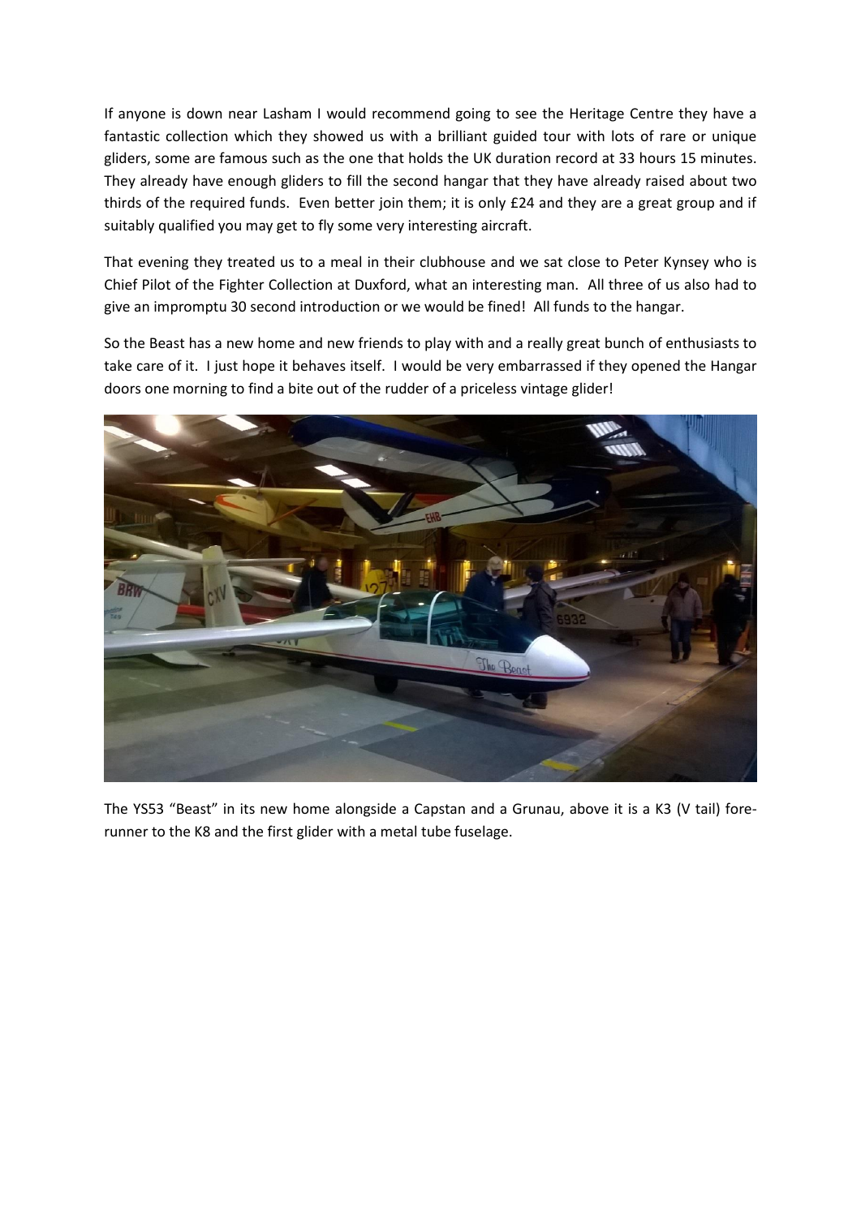If anyone is down near Lasham I would recommend going to see the Heritage Centre they have a fantastic collection which they showed us with a brilliant guided tour with lots of rare or unique gliders, some are famous such as the one that holds the UK duration record at 33 hours 15 minutes. They already have enough gliders to fill the second hangar that they have already raised about two thirds of the required funds. Even better join them; it is only £24 and they are a great group and if suitably qualified you may get to fly some very interesting aircraft.

That evening they treated us to a meal in their clubhouse and we sat close to Peter Kynsey who is Chief Pilot of the Fighter Collection at Duxford, what an interesting man. All three of us also had to give an impromptu 30 second introduction or we would be fined! All funds to the hangar.

So the Beast has a new home and new friends to play with and a really great bunch of enthusiasts to take care of it. I just hope it behaves itself. I would be very embarrassed if they opened the Hangar doors one morning to find a bite out of the rudder of a priceless vintage glider!

The YS53 "Beast" in its new home alongside a Capstan and a Grunau, above it is a K3 (V tail) fore-runner to the K8 and the first glider with a metal tube fuselage.